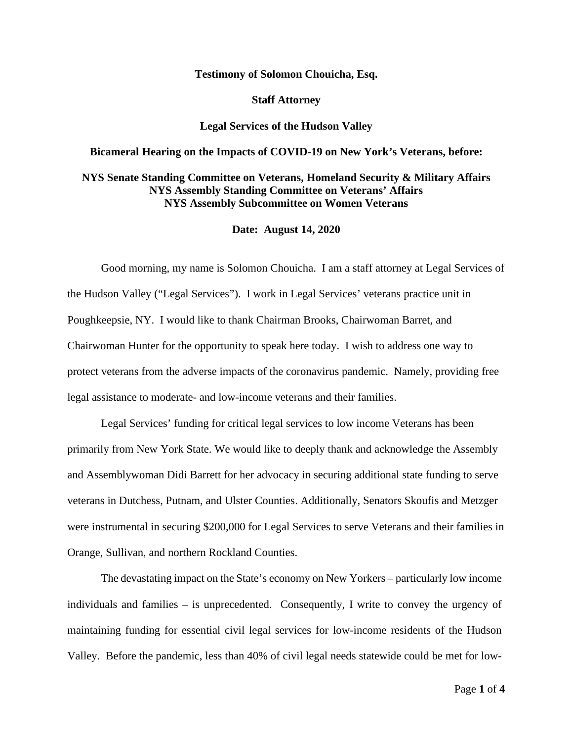**Testimony of Solomon Chouicha, Esq.**

**Staff Attorney**

**Legal Services of the Hudson Valley**

**Bicameral Hearing on the Impacts of COVID-19 on New York's Veterans, before:**

**NYS Senate Standing Committee on Veterans, Homeland Security & Military Affairs**
**NYS Assembly Standing Committee on Veterans' Affairs**
**NYS Assembly Subcommittee on Women Veterans**

**Date: August 14, 2020**

Good morning, my name is Solomon Chouicha. I am a staff attorney at Legal Services of the Hudson Valley ("Legal Services"). I work in Legal Services' veterans practice unit in Poughkeepsie, NY. I would like to thank Chairman Brooks, Chairwoman Barret, and Chairwoman Hunter for the opportunity to speak here today. I wish to address one way to protect veterans from the adverse impacts of the coronavirus pandemic. Namely, providing free legal assistance to moderate- and low-income veterans and their families.

Legal Services' funding for critical legal services to low income Veterans has been primarily from New York State. We would like to deeply thank and acknowledge the Assembly and Assemblywoman Didi Barrett for her advocacy in securing additional state funding to serve veterans in Dutchess, Putnam, and Ulster Counties. Additionally, Senators Skoufis and Metzger were instrumental in securing $200,000 for Legal Services to serve Veterans and their families in Orange, Sullivan, and northern Rockland Counties.

The devastating impact on the State's economy on New Yorkers – particularly low income individuals and families – is unprecedented. Consequently, I write to convey the urgency of maintaining funding for essential civil legal services for low-income residents of the Hudson Valley. Before the pandemic, less than 40% of civil legal needs statewide could be met for low-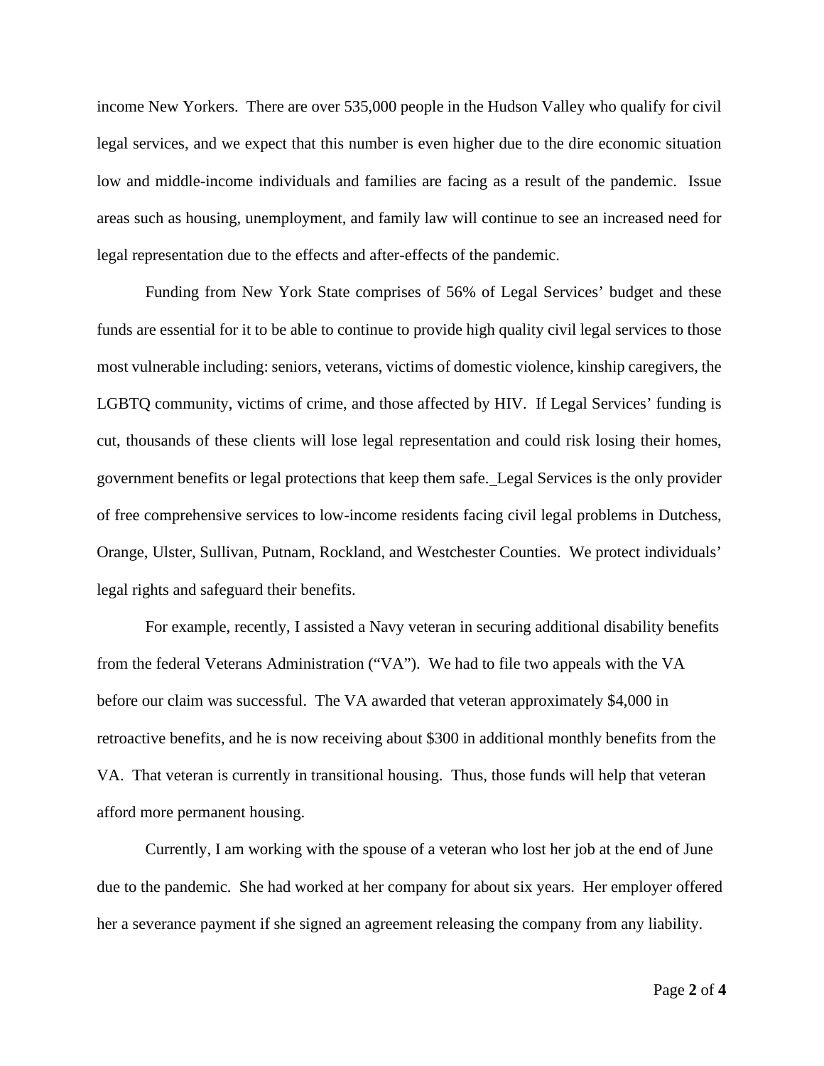income New Yorkers. There are over 535,000 people in the Hudson Valley who qualify for civil legal services, and we expect that this number is even higher due to the dire economic situation low and middle-income individuals and families are facing as a result of the pandemic. Issue areas such as housing, unemployment, and family law will continue to see an increased need for legal representation due to the effects and after-effects of the pandemic.

Funding from New York State comprises of 56% of Legal Services' budget and these funds are essential for it to be able to continue to provide high quality civil legal services to those most vulnerable including: seniors, veterans, victims of domestic violence, kinship caregivers, the LGBTQ community, victims of crime, and those affected by HIV. If Legal Services' funding is cut, thousands of these clients will lose legal representation and could risk losing their homes, government benefits or legal protections that keep them safe. Legal Services is the only provider of free comprehensive services to low-income residents facing civil legal problems in Dutchess, Orange, Ulster, Sullivan, Putnam, Rockland, and Westchester Counties. We protect individuals' legal rights and safeguard their benefits.

For example, recently, I assisted a Navy veteran in securing additional disability benefits from the federal Veterans Administration ("VA"). We had to file two appeals with the VA before our claim was successful. The VA awarded that veteran approximately $4,000 in retroactive benefits, and he is now receiving about $300 in additional monthly benefits from the VA. That veteran is currently in transitional housing. Thus, those funds will help that veteran afford more permanent housing.

Currently, I am working with the spouse of a veteran who lost her job at the end of June due to the pandemic. She had worked at her company for about six years. Her employer offered her a severance payment if she signed an agreement releasing the company from any liability.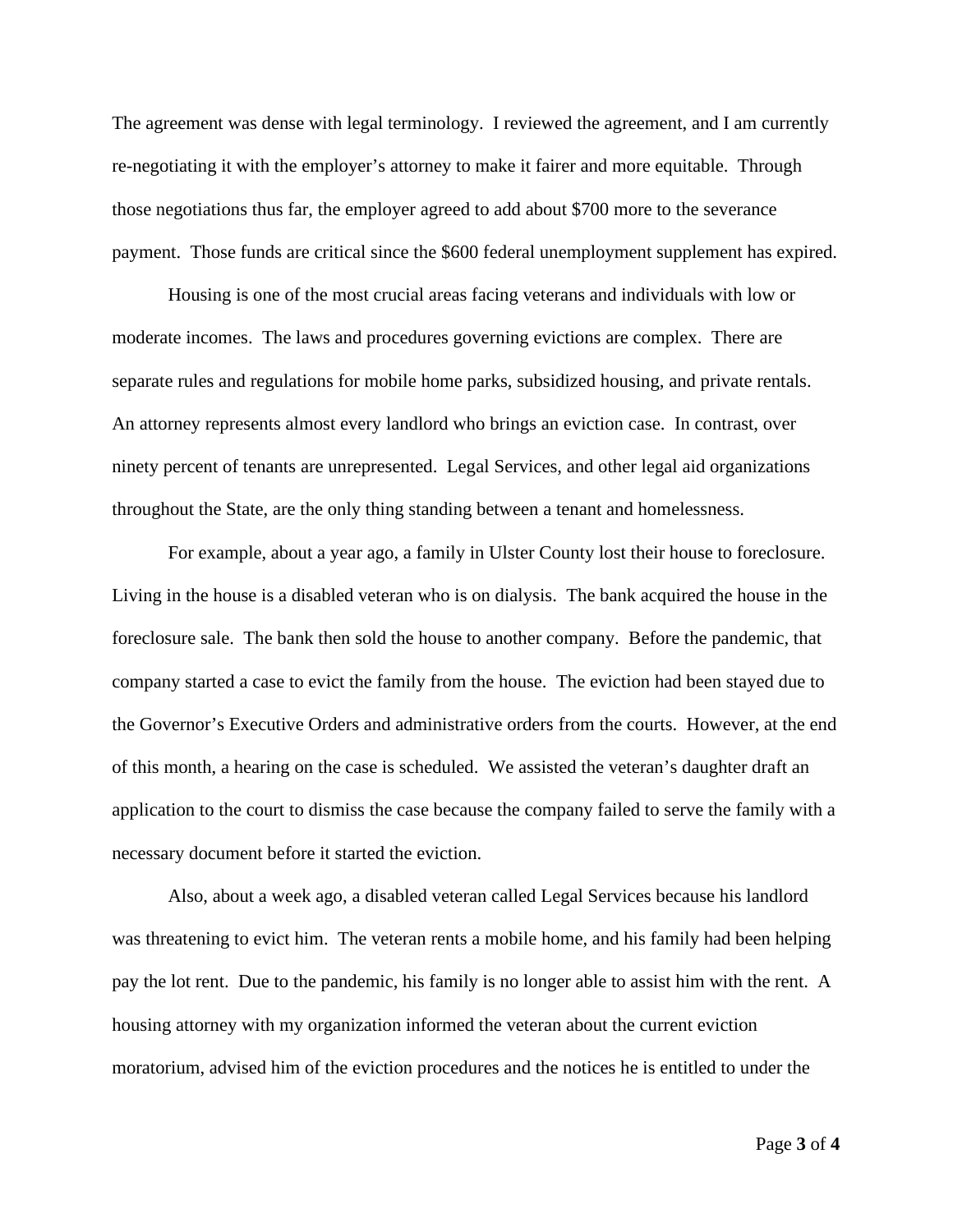The agreement was dense with legal terminology. I reviewed the agreement, and I am currently re-negotiating it with the employer's attorney to make it fairer and more equitable. Through those negotiations thus far, the employer agreed to add about $700 more to the severance payment. Those funds are critical since the $600 federal unemployment supplement has expired.

Housing is one of the most crucial areas facing veterans and individuals with low or moderate incomes. The laws and procedures governing evictions are complex. There are separate rules and regulations for mobile home parks, subsidized housing, and private rentals. An attorney represents almost every landlord who brings an eviction case. In contrast, over ninety percent of tenants are unrepresented. Legal Services, and other legal aid organizations throughout the State, are the only thing standing between a tenant and homelessness.

For example, about a year ago, a family in Ulster County lost their house to foreclosure. Living in the house is a disabled veteran who is on dialysis. The bank acquired the house in the foreclosure sale. The bank then sold the house to another company. Before the pandemic, that company started a case to evict the family from the house. The eviction had been stayed due to the Governor's Executive Orders and administrative orders from the courts. However, at the end of this month, a hearing on the case is scheduled. We assisted the veteran's daughter draft an application to the court to dismiss the case because the company failed to serve the family with a necessary document before it started the eviction.

Also, about a week ago, a disabled veteran called Legal Services because his landlord was threatening to evict him. The veteran rents a mobile home, and his family had been helping pay the lot rent. Due to the pandemic, his family is no longer able to assist him with the rent. A housing attorney with my organization informed the veteran about the current eviction moratorium, advised him of the eviction procedures and the notices he is entitled to under the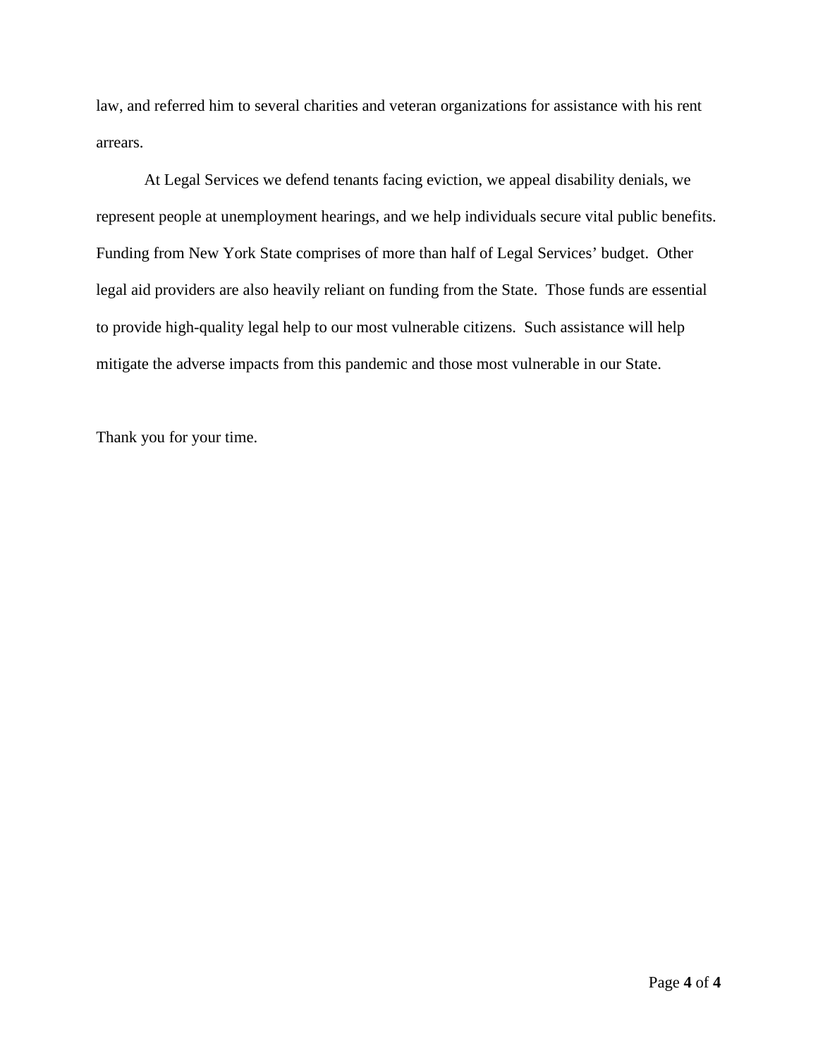law, and referred him to several charities and veteran organizations for assistance with his rent arrears.

At Legal Services we defend tenants facing eviction, we appeal disability denials, we represent people at unemployment hearings, and we help individuals secure vital public benefits. Funding from New York State comprises of more than half of Legal Services' budget. Other legal aid providers are also heavily reliant on funding from the State. Those funds are essential to provide high-quality legal help to our most vulnerable citizens. Such assistance will help mitigate the adverse impacts from this pandemic and those most vulnerable in our State.

Thank you for your time.